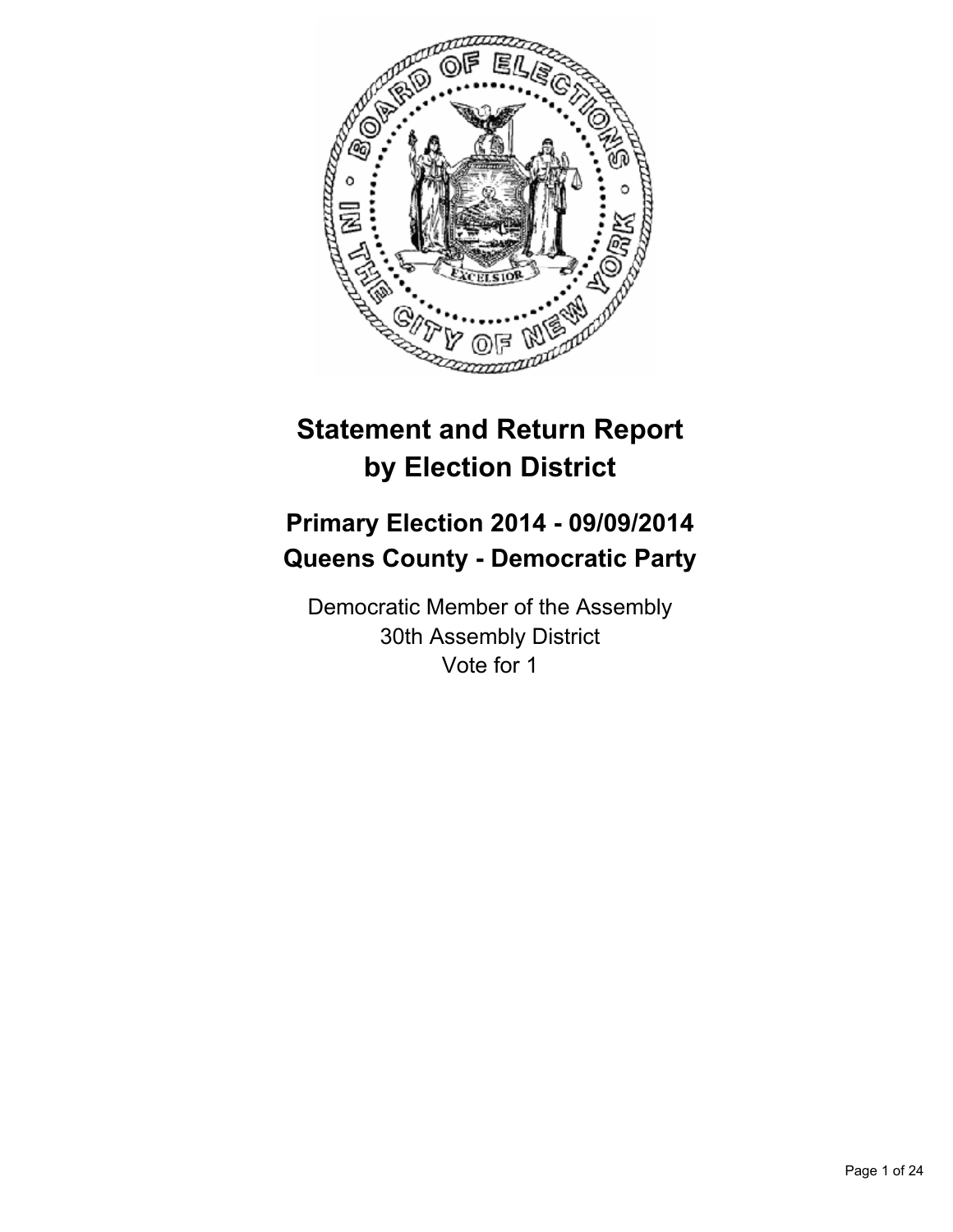# Statement and Return Report by Election District

## Primary Election 2014 - 09/09/2014
## Queens County - Democratic Party

Democratic Member of the Assembly
30th Assembly District
Vote for 1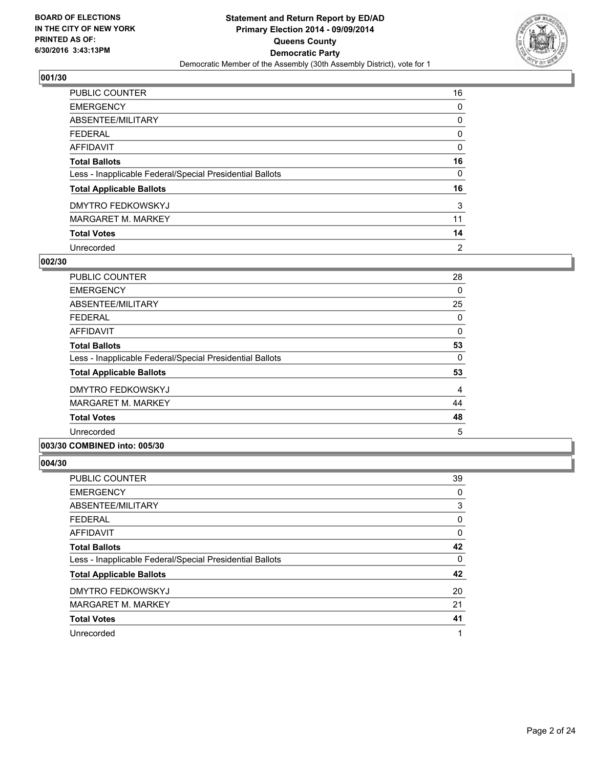**BOARD OF ELECTIONS IN THE CITY OF NEW YORK PRINTED AS OF: 6/30/2016 3:43:13PM**

# Statement and Return Report by ED/AD
## Primary Election 2014 - 09/09/2014
## Queens County
## Democratic Party
### Democratic Member of the Assembly (30th Assembly District), vote for 1

### 001/30

| | |
|---|---|
| PUBLIC COUNTER | 16 |
| EMERGENCY | 0 |
| ABSENTEE/MILITARY | 0 |
| FEDERAL | 0 |
| AFFIDAVIT | 0 |
| **Total Ballots** | **16** |
| Less - Inapplicable Federal/Special Presidential Ballots | 0 |
| **Total Applicable Ballots** | **16** |
| DMYTRO FEDKOWSKYJ | 3 |
| MARGARET M. MARKEY | 11 |
| **Total Votes** | **14** |
| Unrecorded | 2 |

### 002/30

| | |
|---|---|
| PUBLIC COUNTER | 28 |
| EMERGENCY | 0 |
| ABSENTEE/MILITARY | 25 |
| FEDERAL | 0 |
| AFFIDAVIT | 0 |
| **Total Ballots** | **53** |
| Less - Inapplicable Federal/Special Presidential Ballots | 0 |
| **Total Applicable Ballots** | **53** |
| DMYTRO FEDKOWSKYJ | 4 |
| MARGARET M. MARKEY | 44 |
| **Total Votes** | **48** |
| Unrecorded | 5 |

### 003/30 COMBINED into: 005/30

### 004/30

| | |
|---|---|
| PUBLIC COUNTER | 39 |
| EMERGENCY | 0 |
| ABSENTEE/MILITARY | 3 |
| FEDERAL | 0 |
| AFFIDAVIT | 0 |
| **Total Ballots** | **42** |
| Less - Inapplicable Federal/Special Presidential Ballots | 0 |
| **Total Applicable Ballots** | **42** |
| DMYTRO FEDKOWSKYJ | 20 |
| MARGARET M. MARKEY | 21 |
| **Total Votes** | **41** |
| Unrecorded | 1 |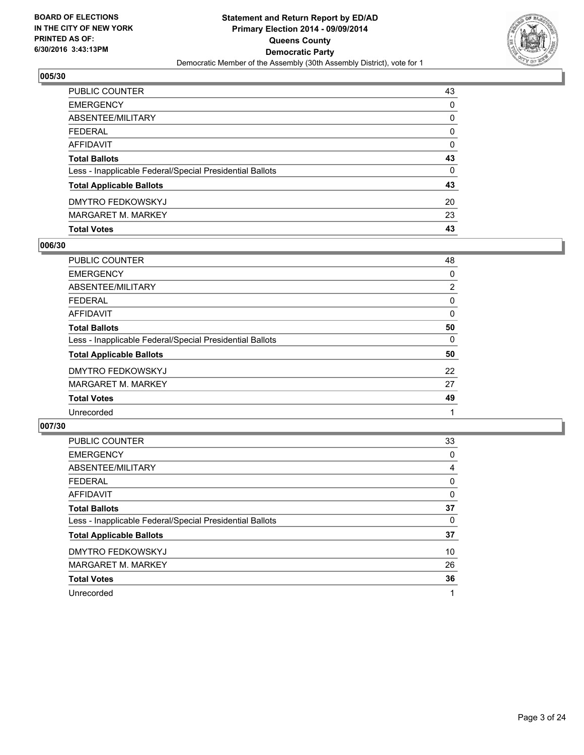**BOARD OF ELECTIONS IN THE CITY OF NEW YORK PRINTED AS OF: 6/30/2016 3:43:13PM**

**Statement and Return Report by ED/AD Primary Election 2014 - 09/09/2014 Queens County Democratic Party**

Democratic Member of the Assembly (30th Assembly District), vote for 1

### 005/30

| | |
|---|---|
| PUBLIC COUNTER | 43 |
| EMERGENCY | 0 |
| ABSENTEE/MILITARY | 0 |
| FEDERAL | 0 |
| AFFIDAVIT | 0 |
| **Total Ballots** | **43** |
| Less - Inapplicable Federal/Special Presidential Ballots | 0 |
| **Total Applicable Ballots** | **43** |
| DMYTRO FEDKOWSKYJ | 20 |
| MARGARET M. MARKEY | 23 |
| **Total Votes** | **43** |

### 006/30

| | |
|---|---|
| PUBLIC COUNTER | 48 |
| EMERGENCY | 0 |
| ABSENTEE/MILITARY | 2 |
| FEDERAL | 0 |
| AFFIDAVIT | 0 |
| **Total Ballots** | **50** |
| Less - Inapplicable Federal/Special Presidential Ballots | 0 |
| **Total Applicable Ballots** | **50** |
| DMYTRO FEDKOWSKYJ | 22 |
| MARGARET M. MARKEY | 27 |
| **Total Votes** | **49** |
| Unrecorded | 1 |

### 007/30

| | |
|---|---|
| PUBLIC COUNTER | 33 |
| EMERGENCY | 0 |
| ABSENTEE/MILITARY | 4 |
| FEDERAL | 0 |
| AFFIDAVIT | 0 |
| **Total Ballots** | **37** |
| Less - Inapplicable Federal/Special Presidential Ballots | 0 |
| **Total Applicable Ballots** | **37** |
| DMYTRO FEDKOWSKYJ | 10 |
| MARGARET M. MARKEY | 26 |
| **Total Votes** | **36** |
| Unrecorded | 1 |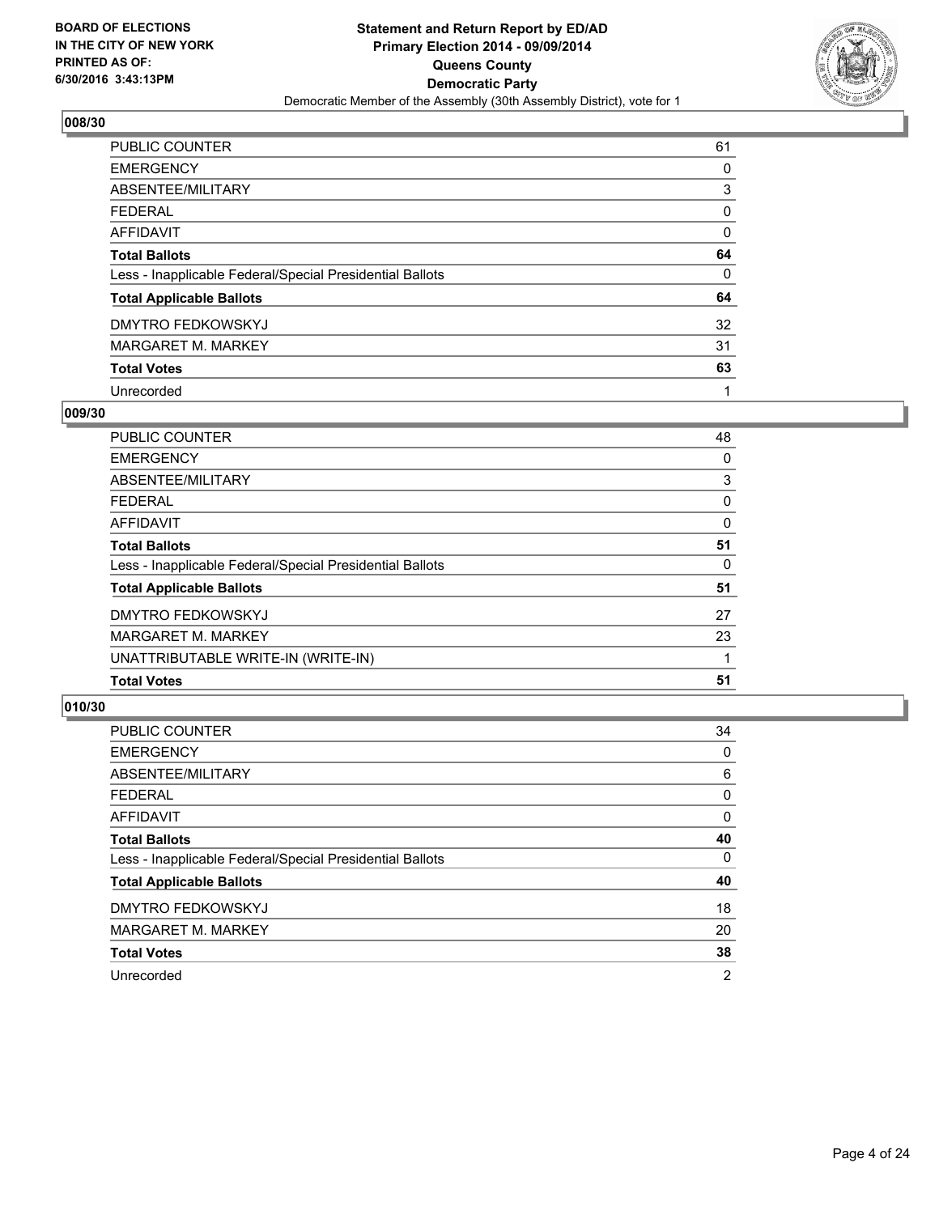BOARD OF ELECTIONS
IN THE CITY OF NEW YORK
PRINTED AS OF:
6/30/2016 3:43:13PM

**Statement and Return Report by ED/AD**
**Primary Election 2014 - 09/09/2014**
**Queens County**
**Democratic Party**
Democratic Member of the Assembly (30th Assembly District), vote for 1

### 008/30

| | |
|---|---|
| PUBLIC COUNTER | 61 |
| EMERGENCY | 0 |
| ABSENTEE/MILITARY | 3 |
| FEDERAL | 0 |
| AFFIDAVIT | 0 |
| **Total Ballots** | **64** |
| Less - Inapplicable Federal/Special Presidential Ballots | 0 |
| **Total Applicable Ballots** | **64** |
| DMYTRO FEDKOWSKYJ | 32 |
| MARGARET M. MARKEY | 31 |
| **Total Votes** | **63** |
| Unrecorded | 1 |

### 009/30

| | |
|---|---|
| PUBLIC COUNTER | 48 |
| EMERGENCY | 0 |
| ABSENTEE/MILITARY | 3 |
| FEDERAL | 0 |
| AFFIDAVIT | 0 |
| **Total Ballots** | **51** |
| Less - Inapplicable Federal/Special Presidential Ballots | 0 |
| **Total Applicable Ballots** | **51** |
| DMYTRO FEDKOWSKYJ | 27 |
| MARGARET M. MARKEY | 23 |
| UNATTRIBUTABLE WRITE-IN (WRITE-IN) | 1 |
| **Total Votes** | **51** |

### 010/30

| | |
|---|---|
| PUBLIC COUNTER | 34 |
| EMERGENCY | 0 |
| ABSENTEE/MILITARY | 6 |
| FEDERAL | 0 |
| AFFIDAVIT | 0 |
| **Total Ballots** | **40** |
| Less - Inapplicable Federal/Special Presidential Ballots | 0 |
| **Total Applicable Ballots** | **40** |
| DMYTRO FEDKOWSKYJ | 18 |
| MARGARET M. MARKEY | 20 |
| **Total Votes** | **38** |
| Unrecorded | 2 |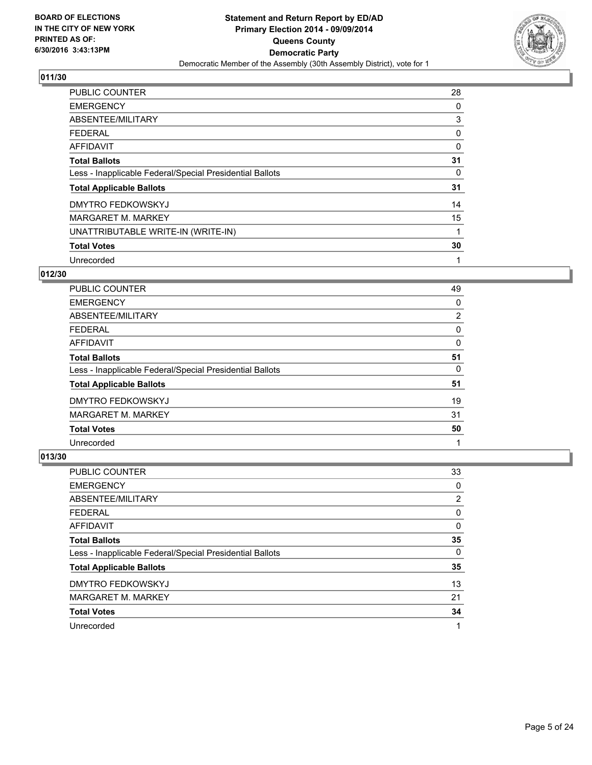BOARD OF ELECTIONS
IN THE CITY OF NEW YORK
PRINTED AS OF:
6/30/2016 3:43:13PM

**Statement and Return Report by ED/AD**
**Primary Election 2014 - 09/09/2014**
**Queens County**
**Democratic Party**
Democratic Member of the Assembly (30th Assembly District), vote for 1

### 011/30

| | |
|---|---|
| PUBLIC COUNTER | 28 |
| EMERGENCY | 0 |
| ABSENTEE/MILITARY | 3 |
| FEDERAL | 0 |
| AFFIDAVIT | 0 |
| **Total Ballots** | **31** |
| Less - Inapplicable Federal/Special Presidential Ballots | 0 |
| **Total Applicable Ballots** | **31** |
| DMYTRO FEDKOWSKYJ | 14 |
| MARGARET M. MARKEY | 15 |
| UNATTRIBUTABLE WRITE-IN (WRITE-IN) | 1 |
| **Total Votes** | **30** |
| Unrecorded | 1 |

### 012/30

| | |
|---|---|
| PUBLIC COUNTER | 49 |
| EMERGENCY | 0 |
| ABSENTEE/MILITARY | 2 |
| FEDERAL | 0 |
| AFFIDAVIT | 0 |
| **Total Ballots** | **51** |
| Less - Inapplicable Federal/Special Presidential Ballots | 0 |
| **Total Applicable Ballots** | **51** |
| DMYTRO FEDKOWSKYJ | 19 |
| MARGARET M. MARKEY | 31 |
| **Total Votes** | **50** |
| Unrecorded | 1 |

### 013/30

| | |
|---|---|
| PUBLIC COUNTER | 33 |
| EMERGENCY | 0 |
| ABSENTEE/MILITARY | 2 |
| FEDERAL | 0 |
| AFFIDAVIT | 0 |
| **Total Ballots** | **35** |
| Less - Inapplicable Federal/Special Presidential Ballots | 0 |
| **Total Applicable Ballots** | **35** |
| DMYTRO FEDKOWSKYJ | 13 |
| MARGARET M. MARKEY | 21 |
| **Total Votes** | **34** |
| Unrecorded | 1 |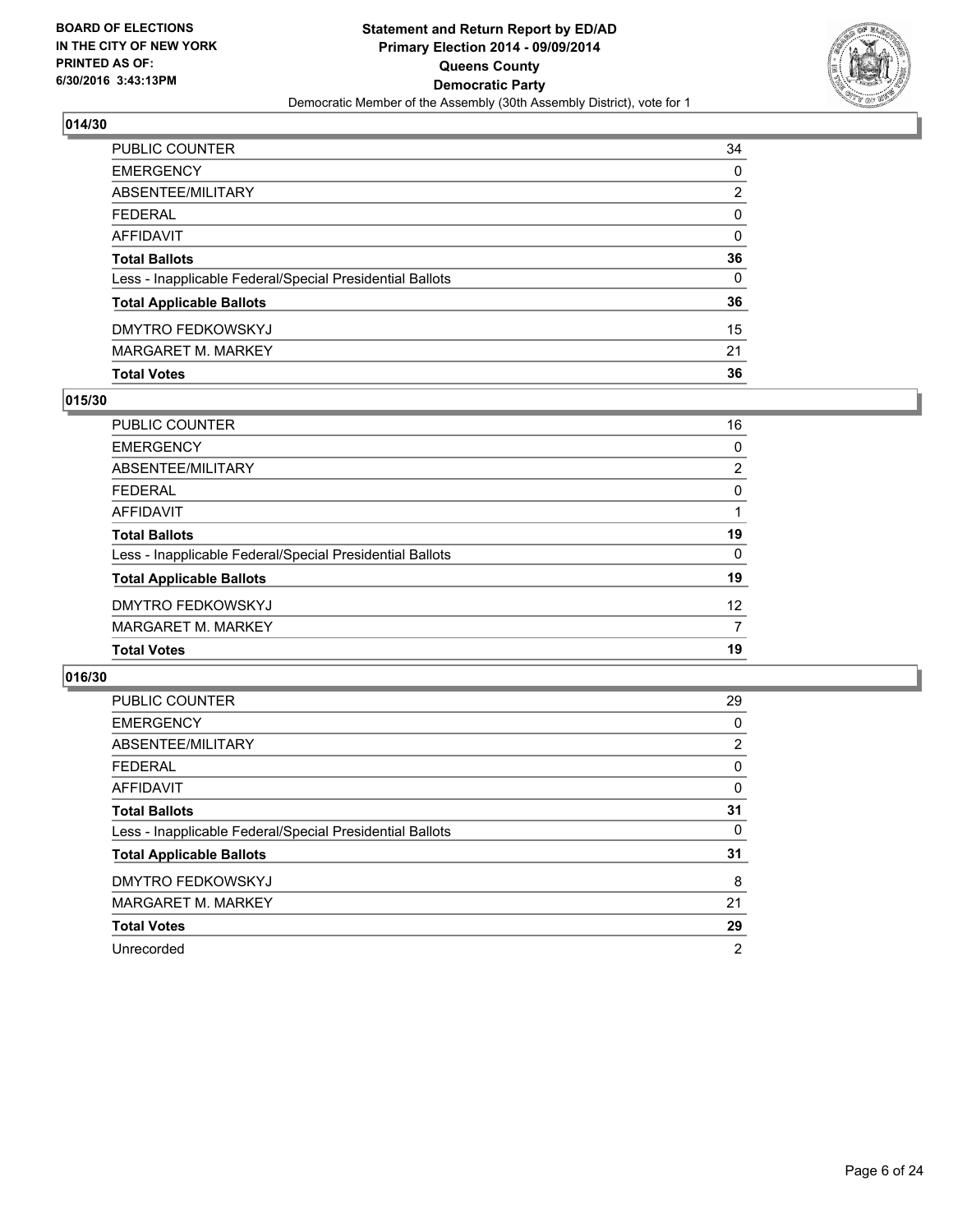BOARD OF ELECTIONS
IN THE CITY OF NEW YORK
PRINTED AS OF:
6/30/2016 3:43:13PM

**Statement and Return Report by ED/AD**
**Primary Election 2014 - 09/09/2014**
**Queens County**
**Democratic Party**
Democratic Member of the Assembly (30th Assembly District), vote for 1

## 014/30

| | |
|---|---|
| PUBLIC COUNTER | 34 |
| EMERGENCY | 0 |
| ABSENTEE/MILITARY | 2 |
| FEDERAL | 0 |
| AFFIDAVIT | 0 |
| **Total Ballots** | **36** |
| Less - Inapplicable Federal/Special Presidential Ballots | 0 |
| **Total Applicable Ballots** | **36** |
| DMYTRO FEDKOWSKYJ | 15 |
| MARGARET M. MARKEY | 21 |
| **Total Votes** | **36** |

## 015/30

| | |
|---|---|
| PUBLIC COUNTER | 16 |
| EMERGENCY | 0 |
| ABSENTEE/MILITARY | 2 |
| FEDERAL | 0 |
| AFFIDAVIT | 1 |
| **Total Ballots** | **19** |
| Less - Inapplicable Federal/Special Presidential Ballots | 0 |
| **Total Applicable Ballots** | **19** |
| DMYTRO FEDKOWSKYJ | 12 |
| MARGARET M. MARKEY | 7 |
| **Total Votes** | **19** |

## 016/30

| | |
|---|---|
| PUBLIC COUNTER | 29 |
| EMERGENCY | 0 |
| ABSENTEE/MILITARY | 2 |
| FEDERAL | 0 |
| AFFIDAVIT | 0 |
| **Total Ballots** | **31** |
| Less - Inapplicable Federal/Special Presidential Ballots | 0 |
| **Total Applicable Ballots** | **31** |
| DMYTRO FEDKOWSKYJ | 8 |
| MARGARET M. MARKEY | 21 |
| **Total Votes** | **29** |
| Unrecorded | 2 |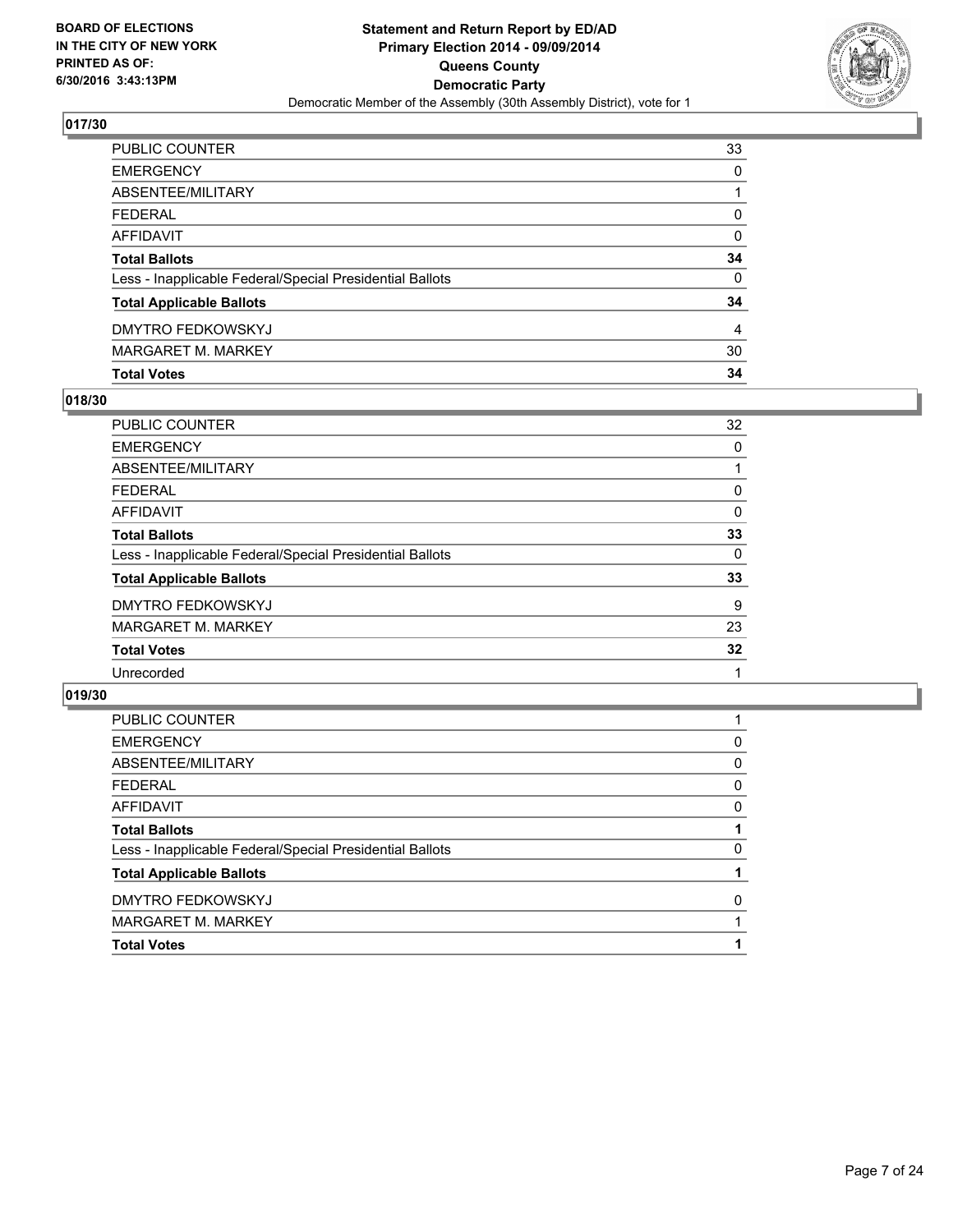**BOARD OF ELECTIONS IN THE CITY OF NEW YORK PRINTED AS OF: 6/30/2016 3:43:13PM**

**Statement and Return Report by ED/AD Primary Election 2014 - 09/09/2014 Queens County Democratic Party**

Democratic Member of the Assembly (30th Assembly District), vote for 1

## 017/30

| | |
|---|---|
| PUBLIC COUNTER | 33 |
| EMERGENCY | 0 |
| ABSENTEE/MILITARY | 1 |
| FEDERAL | 0 |
| AFFIDAVIT | 0 |
| **Total Ballots** | **34** |
| Less - Inapplicable Federal/Special Presidential Ballots | 0 |
| **Total Applicable Ballots** | **34** |
| DMYTRO FEDKOWSKYJ | 4 |
| MARGARET M. MARKEY | 30 |
| **Total Votes** | **34** |

## 018/30

| | |
|---|---|
| PUBLIC COUNTER | 32 |
| EMERGENCY | 0 |
| ABSENTEE/MILITARY | 1 |
| FEDERAL | 0 |
| AFFIDAVIT | 0 |
| **Total Ballots** | **33** |
| Less - Inapplicable Federal/Special Presidential Ballots | 0 |
| **Total Applicable Ballots** | **33** |
| DMYTRO FEDKOWSKYJ | 9 |
| MARGARET M. MARKEY | 23 |
| **Total Votes** | **32** |
| Unrecorded | 1 |

## 019/30

| | |
|---|---|
| PUBLIC COUNTER | 1 |
| EMERGENCY | 0 |
| ABSENTEE/MILITARY | 0 |
| FEDERAL | 0 |
| AFFIDAVIT | 0 |
| **Total Ballots** | **1** |
| Less - Inapplicable Federal/Special Presidential Ballots | 0 |
| **Total Applicable Ballots** | **1** |
| DMYTRO FEDKOWSKYJ | 0 |
| MARGARET M. MARKEY | 1 |
| **Total Votes** | **1** |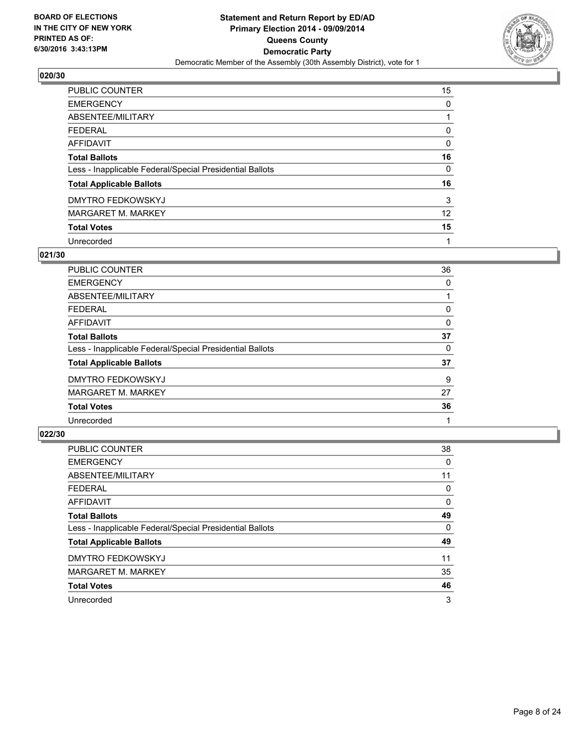**Statement and Return Report by ED/AD**
**Primary Election 2014 - 09/09/2014**
**Queens County**
**Democratic Party**
Democratic Member of the Assembly (30th Assembly District), vote for 1

BOARD OF ELECTIONS
IN THE CITY OF NEW YORK
PRINTED AS OF:
6/30/2016 3:43:13PM

### 020/30

| | |
|---|---|
| PUBLIC COUNTER | 15 |
| EMERGENCY | 0 |
| ABSENTEE/MILITARY | 1 |
| FEDERAL | 0 |
| AFFIDAVIT | 0 |
| **Total Ballots** | **16** |
| Less - Inapplicable Federal/Special Presidential Ballots | 0 |
| **Total Applicable Ballots** | **16** |
| DMYTRO FEDKOWSKYJ | 3 |
| MARGARET M. MARKEY | 12 |
| **Total Votes** | **15** |
| Unrecorded | 1 |

### 021/30

| | |
|---|---|
| PUBLIC COUNTER | 36 |
| EMERGENCY | 0 |
| ABSENTEE/MILITARY | 1 |
| FEDERAL | 0 |
| AFFIDAVIT | 0 |
| **Total Ballots** | **37** |
| Less - Inapplicable Federal/Special Presidential Ballots | 0 |
| **Total Applicable Ballots** | **37** |
| DMYTRO FEDKOWSKYJ | 9 |
| MARGARET M. MARKEY | 27 |
| **Total Votes** | **36** |
| Unrecorded | 1 |

### 022/30

| | |
|---|---|
| PUBLIC COUNTER | 38 |
| EMERGENCY | 0 |
| ABSENTEE/MILITARY | 11 |
| FEDERAL | 0 |
| AFFIDAVIT | 0 |
| **Total Ballots** | **49** |
| Less - Inapplicable Federal/Special Presidential Ballots | 0 |
| **Total Applicable Ballots** | **49** |
| DMYTRO FEDKOWSKYJ | 11 |
| MARGARET M. MARKEY | 35 |
| **Total Votes** | **46** |
| Unrecorded | 3 |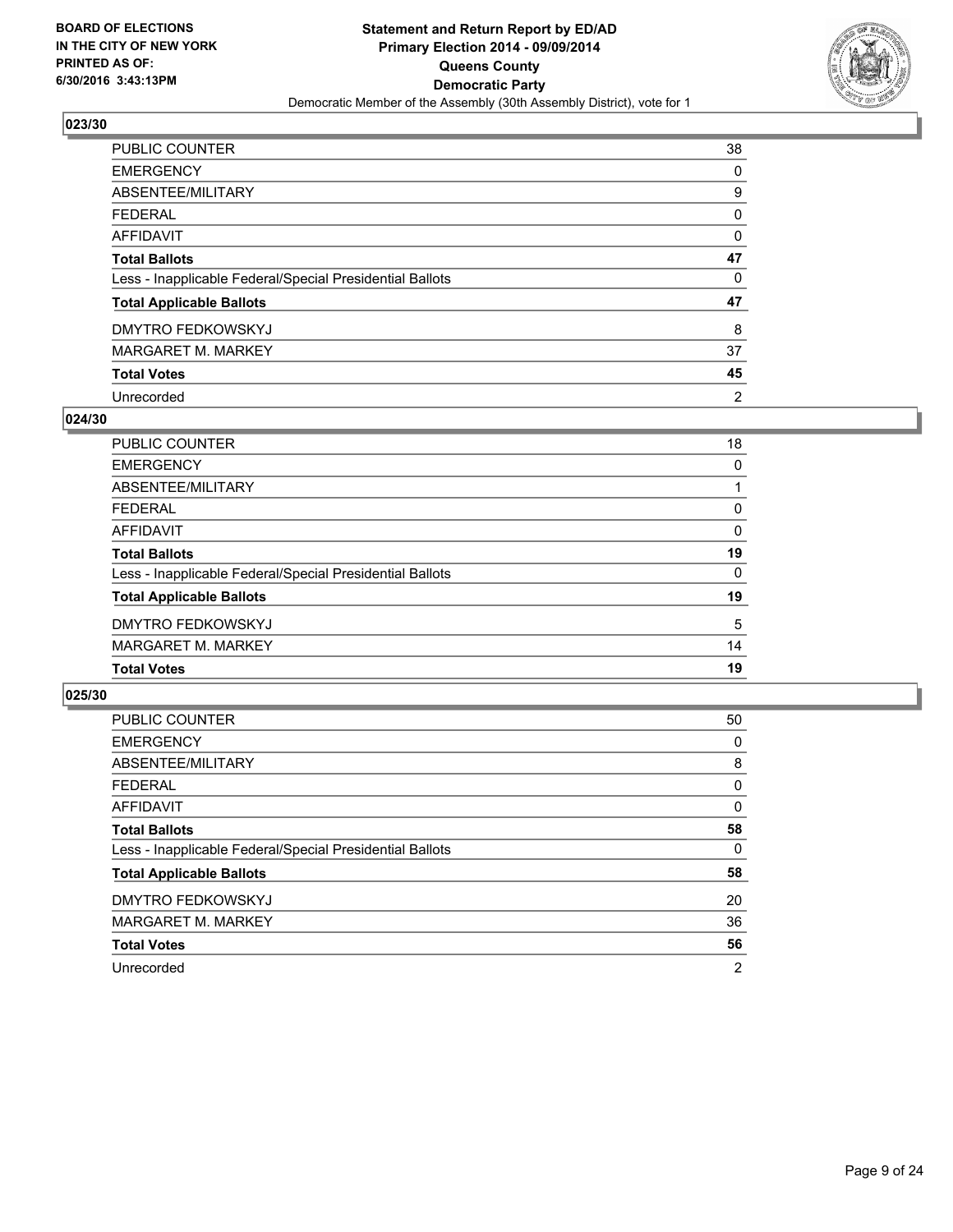BOARD OF ELECTIONS
IN THE CITY OF NEW YORK
PRINTED AS OF:
6/30/2016 3:43:13PM

**Statement and Return Report by ED/AD**
**Primary Election 2014 - 09/09/2014**
**Queens County**
**Democratic Party**
Democratic Member of the Assembly (30th Assembly District), vote for 1

### 023/30

| | |
|---|---|
| PUBLIC COUNTER | 38 |
| EMERGENCY | 0 |
| ABSENTEE/MILITARY | 9 |
| FEDERAL | 0 |
| AFFIDAVIT | 0 |
| **Total Ballots** | **47** |
| Less - Inapplicable Federal/Special Presidential Ballots | 0 |
| **Total Applicable Ballots** | **47** |
| DMYTRO FEDKOWSKYJ | 8 |
| MARGARET M. MARKEY | 37 |
| **Total Votes** | **45** |
| Unrecorded | 2 |

### 024/30

| | |
|---|---|
| PUBLIC COUNTER | 18 |
| EMERGENCY | 0 |
| ABSENTEE/MILITARY | 1 |
| FEDERAL | 0 |
| AFFIDAVIT | 0 |
| **Total Ballots** | **19** |
| Less - Inapplicable Federal/Special Presidential Ballots | 0 |
| **Total Applicable Ballots** | **19** |
| DMYTRO FEDKOWSKYJ | 5 |
| MARGARET M. MARKEY | 14 |
| **Total Votes** | **19** |

### 025/30

| | |
|---|---|
| PUBLIC COUNTER | 50 |
| EMERGENCY | 0 |
| ABSENTEE/MILITARY | 8 |
| FEDERAL | 0 |
| AFFIDAVIT | 0 |
| **Total Ballots** | **58** |
| Less - Inapplicable Federal/Special Presidential Ballots | 0 |
| **Total Applicable Ballots** | **58** |
| DMYTRO FEDKOWSKYJ | 20 |
| MARGARET M. MARKEY | 36 |
| **Total Votes** | **56** |
| Unrecorded | 2 |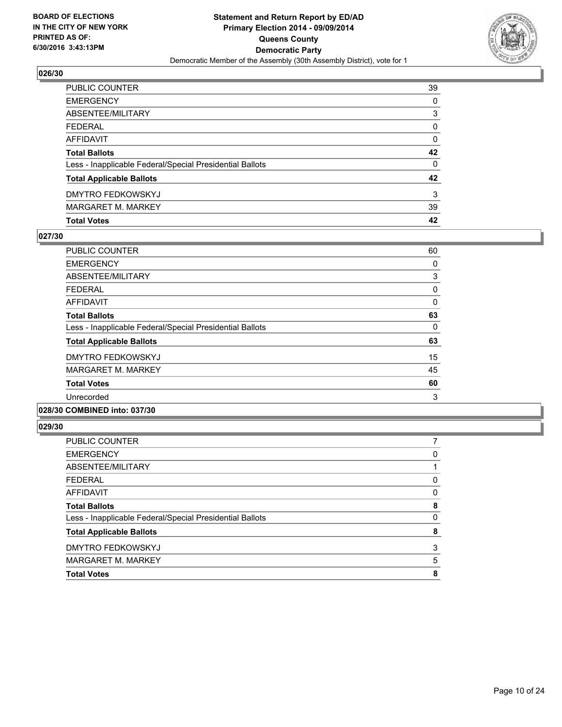**BOARD OF ELECTIONS IN THE CITY OF NEW YORK PRINTED AS OF: 6/30/2016 3:43:13PM**

**Statement and Return Report by ED/AD Primary Election 2014 - 09/09/2014 Queens County Democratic Party**

Democratic Member of the Assembly (30th Assembly District), vote for 1

## 026/30

| | |
|---|---|
| PUBLIC COUNTER | 39 |
| EMERGENCY | 0 |
| ABSENTEE/MILITARY | 3 |
| FEDERAL | 0 |
| AFFIDAVIT | 0 |
| **Total Ballots** | **42** |
| Less - Inapplicable Federal/Special Presidential Ballots | 0 |
| **Total Applicable Ballots** | **42** |
| DMYTRO FEDKOWSKYJ | 3 |
| MARGARET M. MARKEY | 39 |
| **Total Votes** | **42** |

## 027/30

| | |
|---|---|
| PUBLIC COUNTER | 60 |
| EMERGENCY | 0 |
| ABSENTEE/MILITARY | 3 |
| FEDERAL | 0 |
| AFFIDAVIT | 0 |
| **Total Ballots** | **63** |
| Less - Inapplicable Federal/Special Presidential Ballots | 0 |
| **Total Applicable Ballots** | **63** |
| DMYTRO FEDKOWSKYJ | 15 |
| MARGARET M. MARKEY | 45 |
| **Total Votes** | **60** |
| Unrecorded | 3 |

## 028/30 COMBINED into: 037/30

## 029/30

| | |
|---|---|
| PUBLIC COUNTER | 7 |
| EMERGENCY | 0 |
| ABSENTEE/MILITARY | 1 |
| FEDERAL | 0 |
| AFFIDAVIT | 0 |
| **Total Ballots** | **8** |
| Less - Inapplicable Federal/Special Presidential Ballots | 0 |
| **Total Applicable Ballots** | **8** |
| DMYTRO FEDKOWSKYJ | 3 |
| MARGARET M. MARKEY | 5 |
| **Total Votes** | **8** |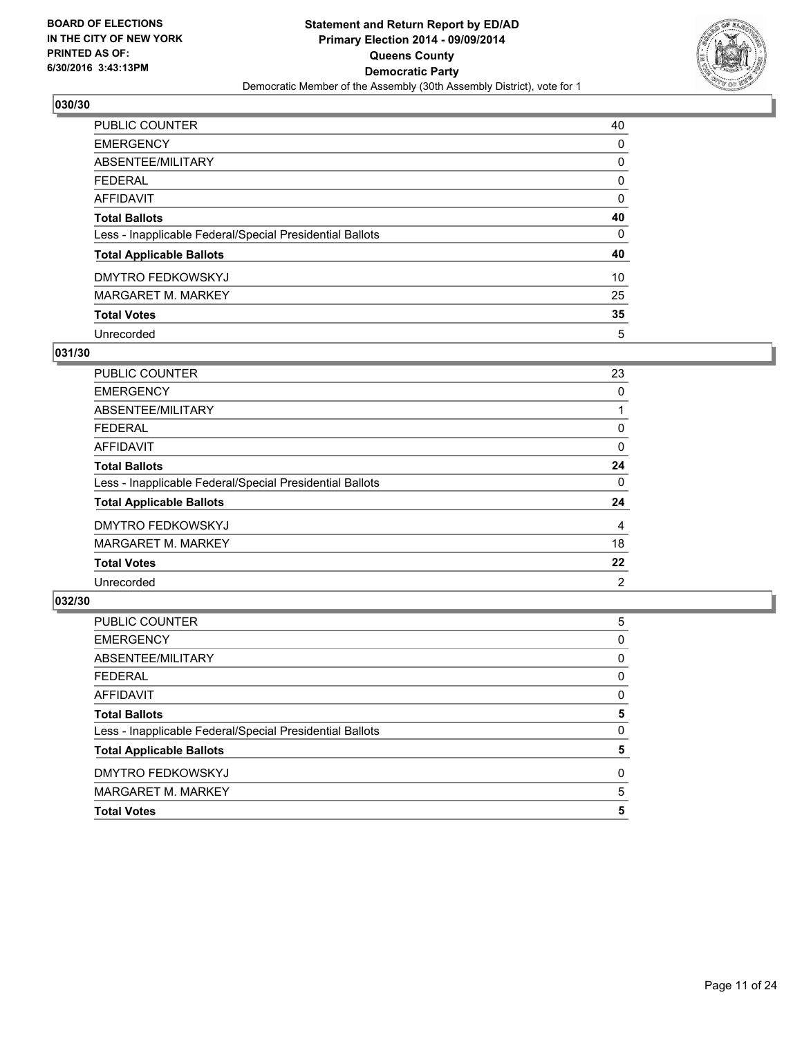**BOARD OF ELECTIONS IN THE CITY OF NEW YORK PRINTED AS OF: 6/30/2016 3:43:13PM**

**Statement and Return Report by ED/AD**
**Primary Election 2014 - 09/09/2014**
**Queens County**
**Democratic Party**
Democratic Member of the Assembly (30th Assembly District), vote for 1

### 030/30

| | |
|---|---|
| PUBLIC COUNTER | 40 |
| EMERGENCY | 0 |
| ABSENTEE/MILITARY | 0 |
| FEDERAL | 0 |
| AFFIDAVIT | 0 |
| **Total Ballots** | **40** |
| Less - Inapplicable Federal/Special Presidential Ballots | 0 |
| **Total Applicable Ballots** | **40** |
| DMYTRO FEDKOWSKYJ | 10 |
| MARGARET M. MARKEY | 25 |
| **Total Votes** | **35** |
| Unrecorded | 5 |

### 031/30

| | |
|---|---|
| PUBLIC COUNTER | 23 |
| EMERGENCY | 0 |
| ABSENTEE/MILITARY | 1 |
| FEDERAL | 0 |
| AFFIDAVIT | 0 |
| **Total Ballots** | **24** |
| Less - Inapplicable Federal/Special Presidential Ballots | 0 |
| **Total Applicable Ballots** | **24** |
| DMYTRO FEDKOWSKYJ | 4 |
| MARGARET M. MARKEY | 18 |
| **Total Votes** | **22** |
| Unrecorded | 2 |

### 032/30

| | |
|---|---|
| PUBLIC COUNTER | 5 |
| EMERGENCY | 0 |
| ABSENTEE/MILITARY | 0 |
| FEDERAL | 0 |
| AFFIDAVIT | 0 |
| **Total Ballots** | **5** |
| Less - Inapplicable Federal/Special Presidential Ballots | 0 |
| **Total Applicable Ballots** | **5** |
| DMYTRO FEDKOWSKYJ | 0 |
| MARGARET M. MARKEY | 5 |
| **Total Votes** | **5** |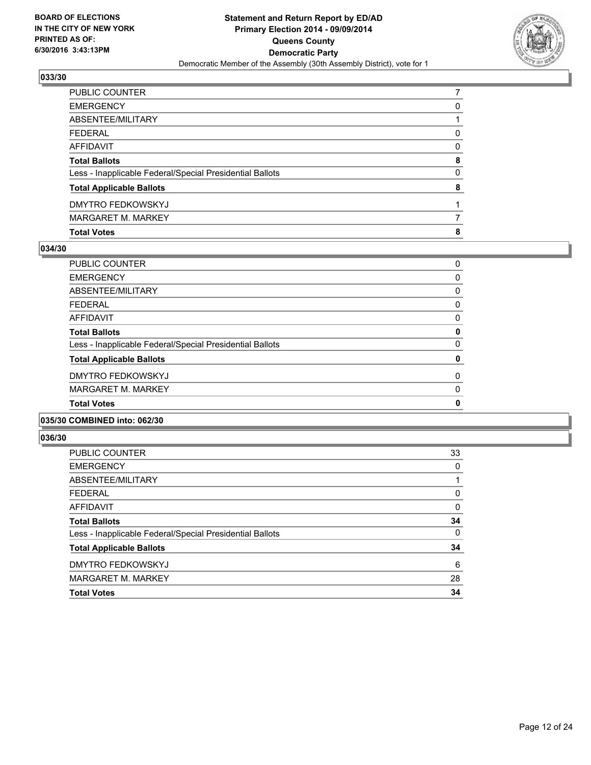**BOARD OF ELECTIONS IN THE CITY OF NEW YORK PRINTED AS OF: 6/30/2016 3:43:13PM**

**Statement and Return Report by ED/AD**
**Primary Election 2014 - 09/09/2014**
**Queens County**
**Democratic Party**
Democratic Member of the Assembly (30th Assembly District), vote for 1

## 033/30

| | |
|---|---|
| PUBLIC COUNTER | 7 |
| EMERGENCY | 0 |
| ABSENTEE/MILITARY | 1 |
| FEDERAL | 0 |
| AFFIDAVIT | 0 |
| **Total Ballots** | **8** |
| Less - Inapplicable Federal/Special Presidential Ballots | 0 |
| **Total Applicable Ballots** | **8** |
| DMYTRO FEDKOWSKYJ | 1 |
| MARGARET M. MARKEY | 7 |
| **Total Votes** | **8** |

## 034/30

| | |
|---|---|
| PUBLIC COUNTER | 0 |
| EMERGENCY | 0 |
| ABSENTEE/MILITARY | 0 |
| FEDERAL | 0 |
| AFFIDAVIT | 0 |
| **Total Ballots** | **0** |
| Less - Inapplicable Federal/Special Presidential Ballots | 0 |
| **Total Applicable Ballots** | **0** |
| DMYTRO FEDKOWSKYJ | 0 |
| MARGARET M. MARKEY | 0 |
| **Total Votes** | **0** |

## 035/30 COMBINED into: 062/30

## 036/30

| | |
|---|---|
| PUBLIC COUNTER | 33 |
| EMERGENCY | 0 |
| ABSENTEE/MILITARY | 1 |
| FEDERAL | 0 |
| AFFIDAVIT | 0 |
| **Total Ballots** | **34** |
| Less - Inapplicable Federal/Special Presidential Ballots | 0 |
| **Total Applicable Ballots** | **34** |
| DMYTRO FEDKOWSKYJ | 6 |
| MARGARET M. MARKEY | 28 |
| **Total Votes** | **34** |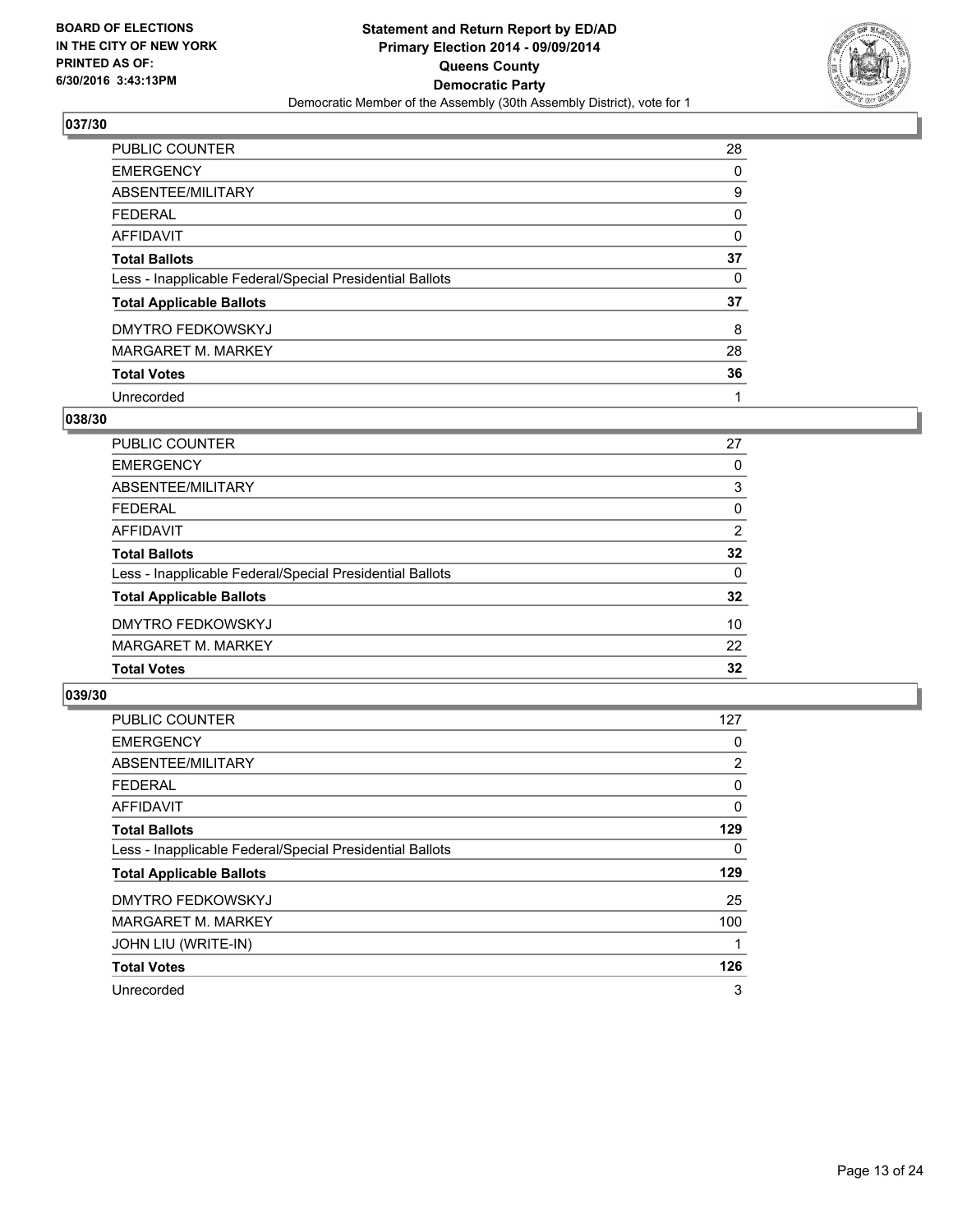**BOARD OF ELECTIONS IN THE CITY OF NEW YORK PRINTED AS OF: 6/30/2016 3:43:13PM**

**Statement and Return Report by ED/AD Primary Election 2014 - 09/09/2014 Queens County Democratic Party**

Democratic Member of the Assembly (30th Assembly District), vote for 1

## 037/30

| | |
|---|---|
| PUBLIC COUNTER | 28 |
| EMERGENCY | 0 |
| ABSENTEE/MILITARY | 9 |
| FEDERAL | 0 |
| AFFIDAVIT | 0 |
| **Total Ballots** | **37** |
| Less - Inapplicable Federal/Special Presidential Ballots | 0 |
| **Total Applicable Ballots** | **37** |
| DMYTRO FEDKOWSKYJ | 8 |
| MARGARET M. MARKEY | 28 |
| **Total Votes** | **36** |
| Unrecorded | 1 |

## 038/30

| | |
|---|---|
| PUBLIC COUNTER | 27 |
| EMERGENCY | 0 |
| ABSENTEE/MILITARY | 3 |
| FEDERAL | 0 |
| AFFIDAVIT | 2 |
| **Total Ballots** | **32** |
| Less - Inapplicable Federal/Special Presidential Ballots | 0 |
| **Total Applicable Ballots** | **32** |
| DMYTRO FEDKOWSKYJ | 10 |
| MARGARET M. MARKEY | 22 |
| **Total Votes** | **32** |

## 039/30

| | |
|---|---|
| PUBLIC COUNTER | 127 |
| EMERGENCY | 0 |
| ABSENTEE/MILITARY | 2 |
| FEDERAL | 0 |
| AFFIDAVIT | 0 |
| **Total Ballots** | **129** |
| Less - Inapplicable Federal/Special Presidential Ballots | 0 |
| **Total Applicable Ballots** | **129** |
| DMYTRO FEDKOWSKYJ | 25 |
| MARGARET M. MARKEY | 100 |
| JOHN LIU (WRITE-IN) | 1 |
| **Total Votes** | **126** |
| Unrecorded | 3 |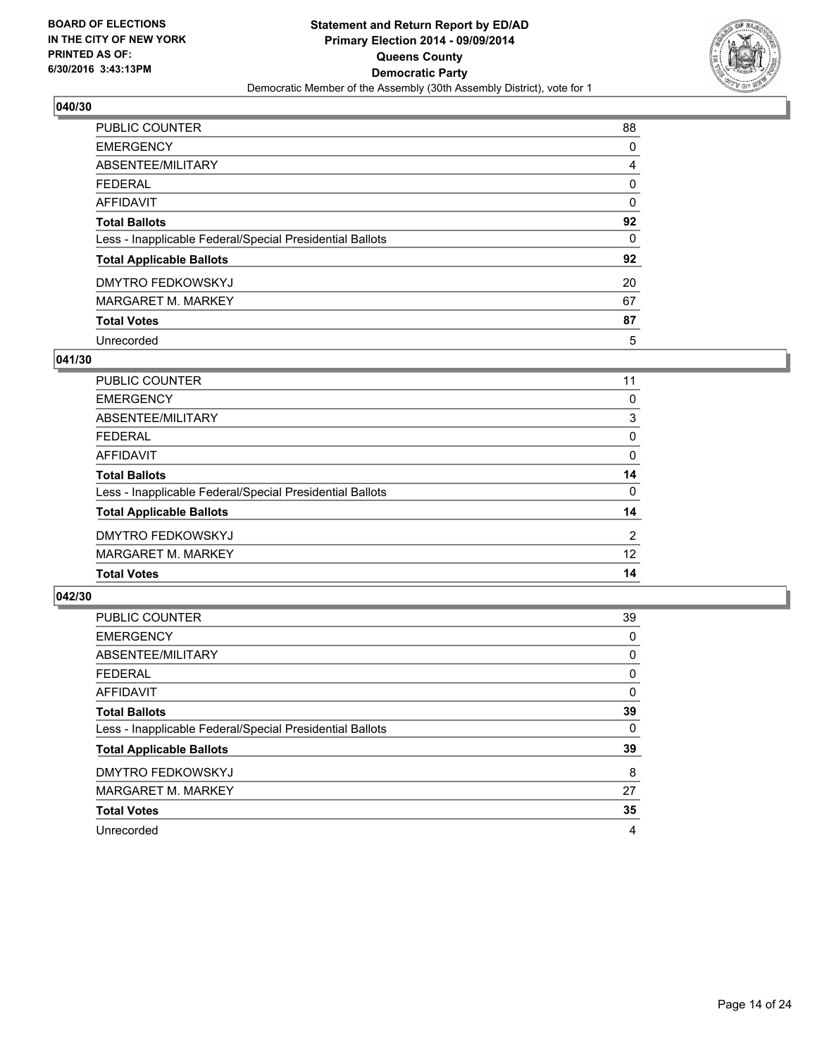## 040/30

| | |
|---|---|
| PUBLIC COUNTER | 88 |
| EMERGENCY | 0 |
| ABSENTEE/MILITARY | 4 |
| FEDERAL | 0 |
| AFFIDAVIT | 0 |
| **Total Ballots** | **92** |
| Less - Inapplicable Federal/Special Presidential Ballots | 0 |
| **Total Applicable Ballots** | **92** |
| DMYTRO FEDKOWSKYJ | 20 |
| MARGARET M. MARKEY | 67 |
| **Total Votes** | **87** |
| Unrecorded | 5 |

## 041/30

| | |
|---|---|
| PUBLIC COUNTER | 11 |
| EMERGENCY | 0 |
| ABSENTEE/MILITARY | 3 |
| FEDERAL | 0 |
| AFFIDAVIT | 0 |
| **Total Ballots** | **14** |
| Less - Inapplicable Federal/Special Presidential Ballots | 0 |
| **Total Applicable Ballots** | **14** |
| DMYTRO FEDKOWSKYJ | 2 |
| MARGARET M. MARKEY | 12 |
| **Total Votes** | **14** |

## 042/30

| | |
|---|---|
| PUBLIC COUNTER | 39 |
| EMERGENCY | 0 |
| ABSENTEE/MILITARY | 0 |
| FEDERAL | 0 |
| AFFIDAVIT | 0 |
| **Total Ballots** | **39** |
| Less - Inapplicable Federal/Special Presidential Ballots | 0 |
| **Total Applicable Ballots** | **39** |
| DMYTRO FEDKOWSKYJ | 8 |
| MARGARET M. MARKEY | 27 |
| **Total Votes** | **35** |
| Unrecorded | 4 |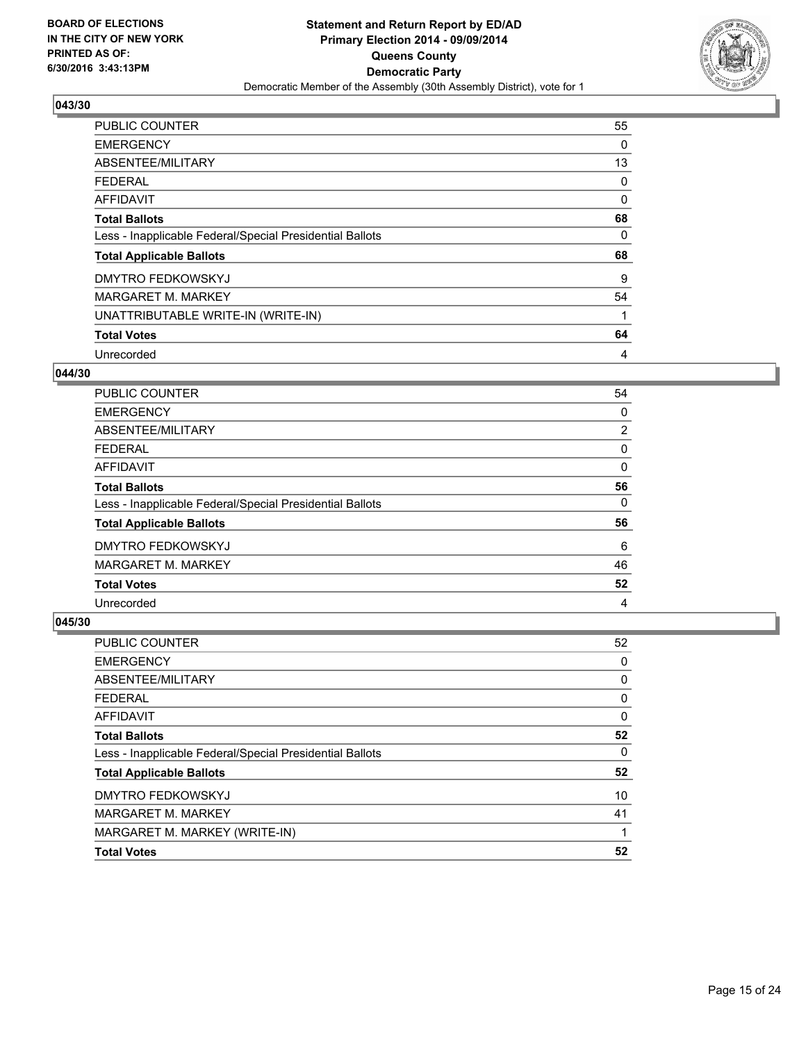**BOARD OF ELECTIONS IN THE CITY OF NEW YORK PRINTED AS OF: 6/30/2016 3:43:13PM**

**Statement and Return Report by ED/AD**
**Primary Election 2014 - 09/09/2014**
**Queens County**
**Democratic Party**
Democratic Member of the Assembly (30th Assembly District), vote for 1

### 043/30

| | |
|---|---|
| PUBLIC COUNTER | 55 |
| EMERGENCY | 0 |
| ABSENTEE/MILITARY | 13 |
| FEDERAL | 0 |
| AFFIDAVIT | 0 |
| **Total Ballots** | **68** |
| Less - Inapplicable Federal/Special Presidential Ballots | 0 |
| **Total Applicable Ballots** | **68** |
| DMYTRO FEDKOWSKYJ | 9 |
| MARGARET M. MARKEY | 54 |
| UNATTRIBUTABLE WRITE-IN (WRITE-IN) | 1 |
| **Total Votes** | **64** |
| Unrecorded | 4 |

### 044/30

| | |
|---|---|
| PUBLIC COUNTER | 54 |
| EMERGENCY | 0 |
| ABSENTEE/MILITARY | 2 |
| FEDERAL | 0 |
| AFFIDAVIT | 0 |
| **Total Ballots** | **56** |
| Less - Inapplicable Federal/Special Presidential Ballots | 0 |
| **Total Applicable Ballots** | **56** |
| DMYTRO FEDKOWSKYJ | 6 |
| MARGARET M. MARKEY | 46 |
| **Total Votes** | **52** |
| Unrecorded | 4 |

### 045/30

| | |
|---|---|
| PUBLIC COUNTER | 52 |
| EMERGENCY | 0 |
| ABSENTEE/MILITARY | 0 |
| FEDERAL | 0 |
| AFFIDAVIT | 0 |
| **Total Ballots** | **52** |
| Less - Inapplicable Federal/Special Presidential Ballots | 0 |
| **Total Applicable Ballots** | **52** |
| DMYTRO FEDKOWSKYJ | 10 |
| MARGARET M. MARKEY | 41 |
| MARGARET M. MARKEY (WRITE-IN) | 1 |
| **Total Votes** | **52** |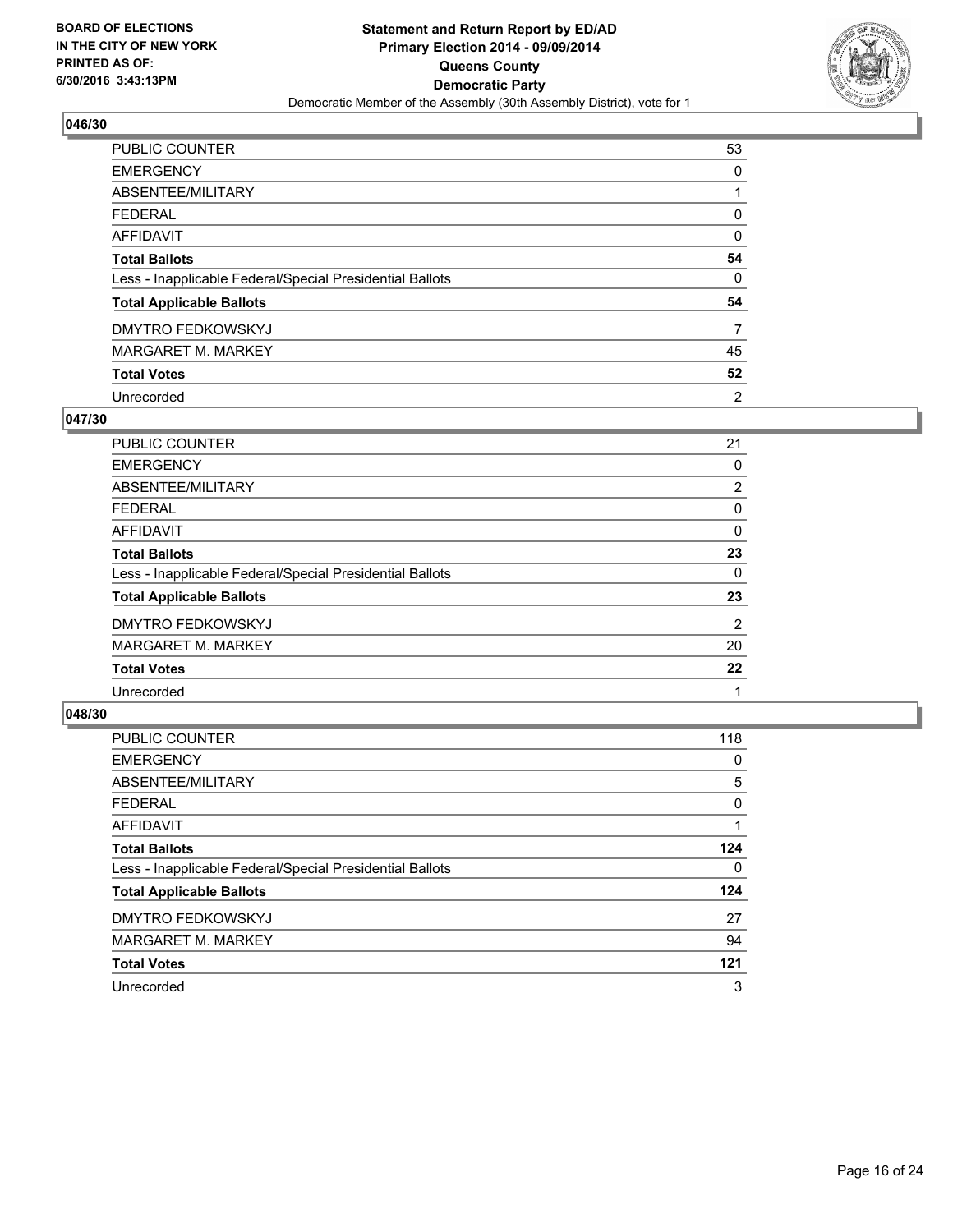**BOARD OF ELECTIONS IN THE CITY OF NEW YORK PRINTED AS OF: 6/30/2016 3:43:13PM**

**Statement and Return Report by ED/AD Primary Election 2014 - 09/09/2014 Queens County Democratic Party**

Democratic Member of the Assembly (30th Assembly District), vote for 1

### 046/30

| | |
|---|---|
| PUBLIC COUNTER | 53 |
| EMERGENCY | 0 |
| ABSENTEE/MILITARY | 1 |
| FEDERAL | 0 |
| AFFIDAVIT | 0 |
| **Total Ballots** | **54** |
| Less - Inapplicable Federal/Special Presidential Ballots | 0 |
| **Total Applicable Ballots** | **54** |
| DMYTRO FEDKOWSKYJ | 7 |
| MARGARET M. MARKEY | 45 |
| **Total Votes** | **52** |
| Unrecorded | 2 |

### 047/30

| | |
|---|---|
| PUBLIC COUNTER | 21 |
| EMERGENCY | 0 |
| ABSENTEE/MILITARY | 2 |
| FEDERAL | 0 |
| AFFIDAVIT | 0 |
| **Total Ballots** | **23** |
| Less - Inapplicable Federal/Special Presidential Ballots | 0 |
| **Total Applicable Ballots** | **23** |
| DMYTRO FEDKOWSKYJ | 2 |
| MARGARET M. MARKEY | 20 |
| **Total Votes** | **22** |
| Unrecorded | 1 |

### 048/30

| | |
|---|---|
| PUBLIC COUNTER | 118 |
| EMERGENCY | 0 |
| ABSENTEE/MILITARY | 5 |
| FEDERAL | 0 |
| AFFIDAVIT | 1 |
| **Total Ballots** | **124** |
| Less - Inapplicable Federal/Special Presidential Ballots | 0 |
| **Total Applicable Ballots** | **124** |
| DMYTRO FEDKOWSKYJ | 27 |
| MARGARET M. MARKEY | 94 |
| **Total Votes** | **121** |
| Unrecorded | 3 |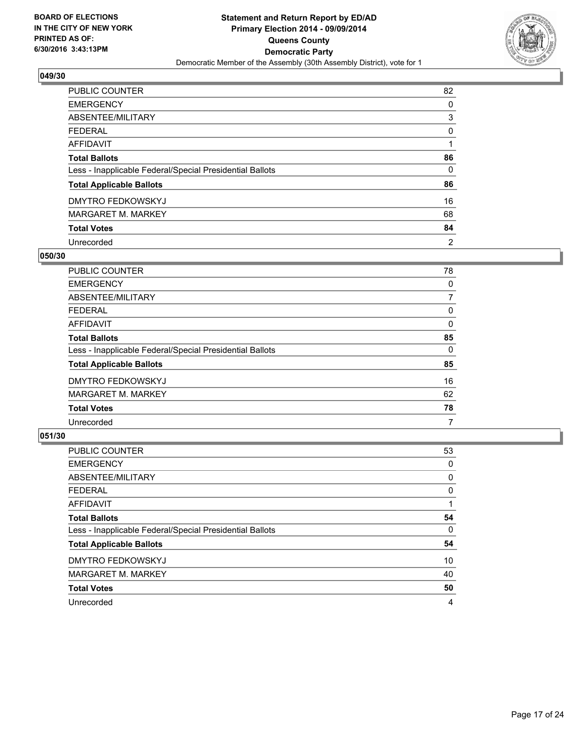**BOARD OF ELECTIONS IN THE CITY OF NEW YORK PRINTED AS OF: 6/30/2016 3:43:13PM**

**Statement and Return Report by ED/AD
Primary Election 2014 - 09/09/2014
Queens County
Democratic Party**
Democratic Member of the Assembly (30th Assembly District), vote for 1

## 049/30

| | |
|---|---|
| PUBLIC COUNTER | 82 |
| EMERGENCY | 0 |
| ABSENTEE/MILITARY | 3 |
| FEDERAL | 0 |
| AFFIDAVIT | 1 |
| **Total Ballots** | **86** |
| Less - Inapplicable Federal/Special Presidential Ballots | 0 |
| **Total Applicable Ballots** | **86** |
| DMYTRO FEDKOWSKYJ | 16 |
| MARGARET M. MARKEY | 68 |
| **Total Votes** | **84** |
| Unrecorded | 2 |

## 050/30

| | |
|---|---|
| PUBLIC COUNTER | 78 |
| EMERGENCY | 0 |
| ABSENTEE/MILITARY | 7 |
| FEDERAL | 0 |
| AFFIDAVIT | 0 |
| **Total Ballots** | **85** |
| Less - Inapplicable Federal/Special Presidential Ballots | 0 |
| **Total Applicable Ballots** | **85** |
| DMYTRO FEDKOWSKYJ | 16 |
| MARGARET M. MARKEY | 62 |
| **Total Votes** | **78** |
| Unrecorded | 7 |

## 051/30

| | |
|---|---|
| PUBLIC COUNTER | 53 |
| EMERGENCY | 0 |
| ABSENTEE/MILITARY | 0 |
| FEDERAL | 0 |
| AFFIDAVIT | 1 |
| **Total Ballots** | **54** |
| Less - Inapplicable Federal/Special Presidential Ballots | 0 |
| **Total Applicable Ballots** | **54** |
| DMYTRO FEDKOWSKYJ | 10 |
| MARGARET M. MARKEY | 40 |
| **Total Votes** | **50** |
| Unrecorded | 4 |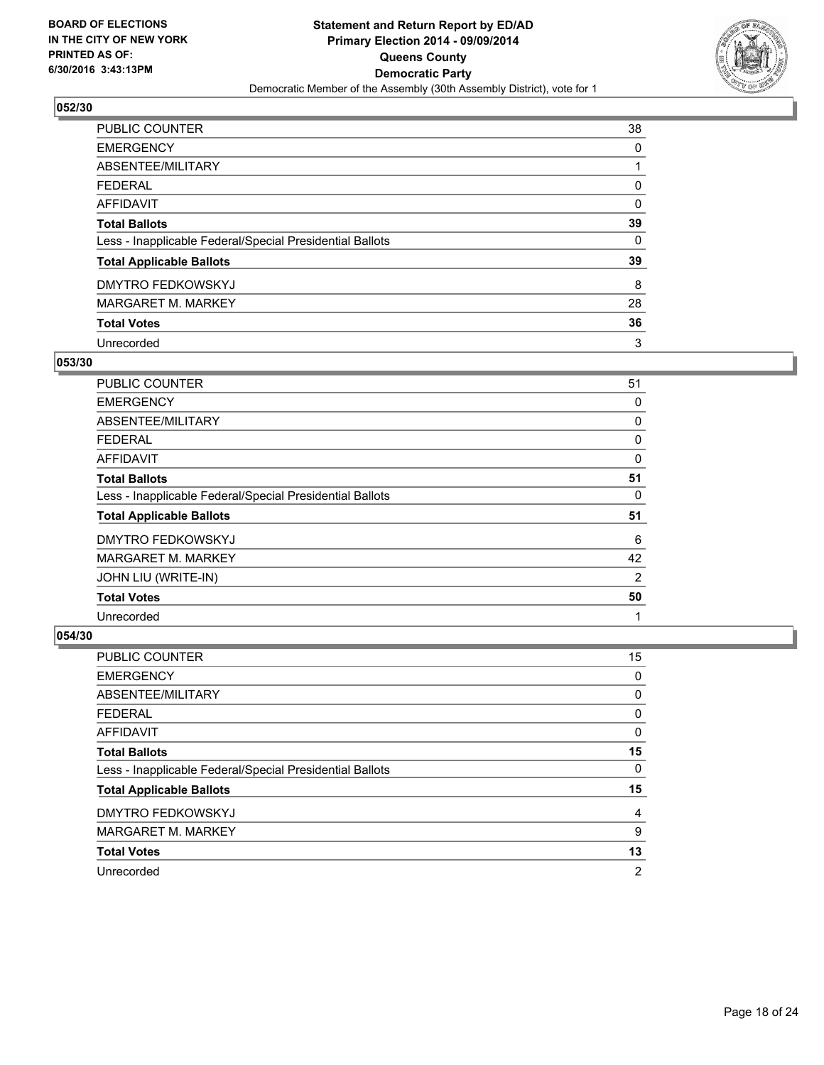**BOARD OF ELECTIONS IN THE CITY OF NEW YORK PRINTED AS OF: 6/30/2016 3:43:13PM**

**Statement and Return Report by ED/AD Primary Election 2014 - 09/09/2014 Queens County Democratic Party**

Democratic Member of the Assembly (30th Assembly District), vote for 1

### 052/30

| | |
|---|---|
| PUBLIC COUNTER | 38 |
| EMERGENCY | 0 |
| ABSENTEE/MILITARY | 1 |
| FEDERAL | 0 |
| AFFIDAVIT | 0 |
| **Total Ballots** | **39** |
| Less - Inapplicable Federal/Special Presidential Ballots | 0 |
| **Total Applicable Ballots** | **39** |
| DMYTRO FEDKOWSKYJ | 8 |
| MARGARET M. MARKEY | 28 |
| **Total Votes** | **36** |
| Unrecorded | 3 |

### 053/30

| | |
|---|---|
| PUBLIC COUNTER | 51 |
| EMERGENCY | 0 |
| ABSENTEE/MILITARY | 0 |
| FEDERAL | 0 |
| AFFIDAVIT | 0 |
| **Total Ballots** | **51** |
| Less - Inapplicable Federal/Special Presidential Ballots | 0 |
| **Total Applicable Ballots** | **51** |
| DMYTRO FEDKOWSKYJ | 6 |
| MARGARET M. MARKEY | 42 |
| JOHN LIU (WRITE-IN) | 2 |
| **Total Votes** | **50** |
| Unrecorded | 1 |

### 054/30

| | |
|---|---|
| PUBLIC COUNTER | 15 |
| EMERGENCY | 0 |
| ABSENTEE/MILITARY | 0 |
| FEDERAL | 0 |
| AFFIDAVIT | 0 |
| **Total Ballots** | **15** |
| Less - Inapplicable Federal/Special Presidential Ballots | 0 |
| **Total Applicable Ballots** | **15** |
| DMYTRO FEDKOWSKYJ | 4 |
| MARGARET M. MARKEY | 9 |
| **Total Votes** | **13** |
| Unrecorded | 2 |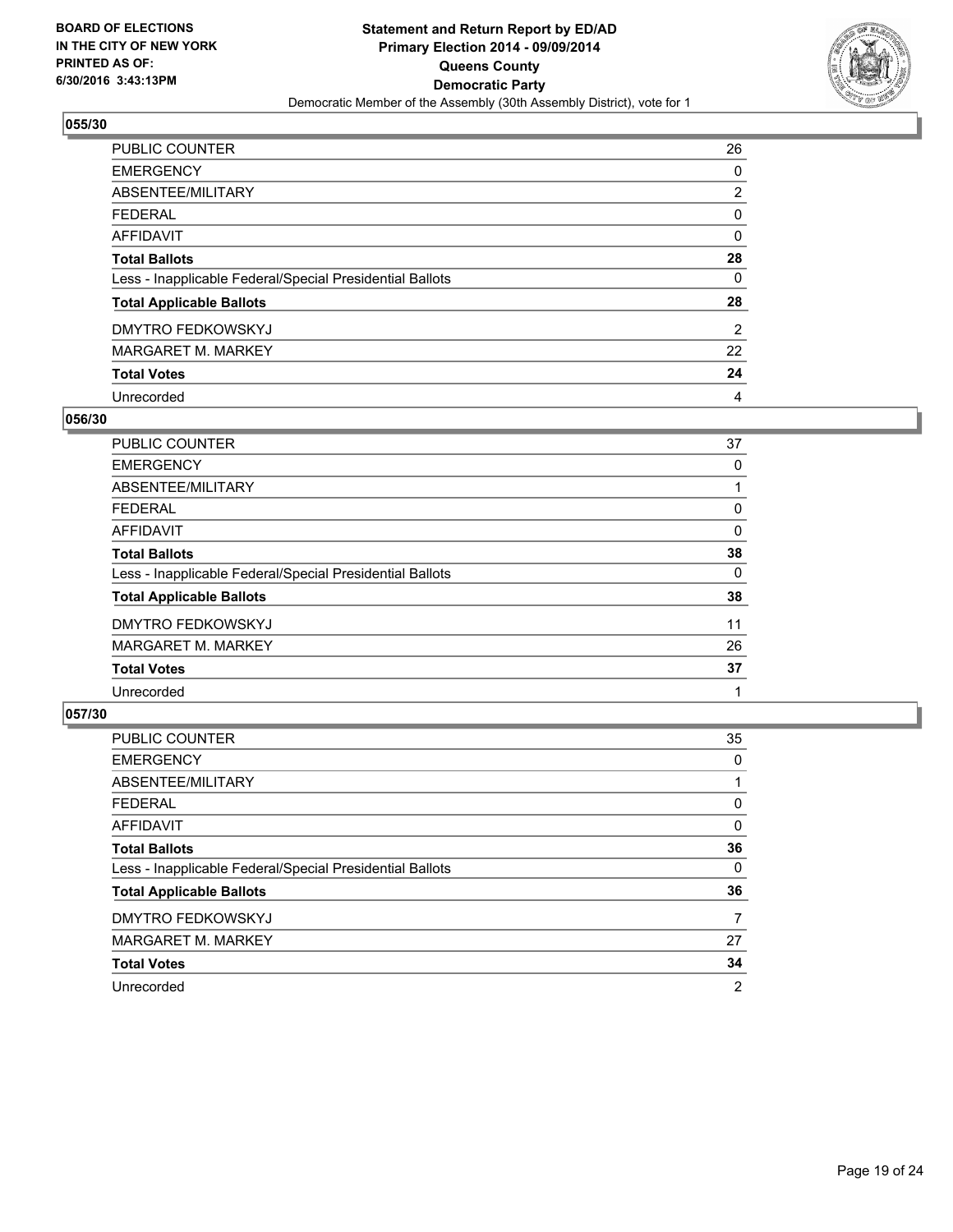## 055/30

| | |
|---|---|
| PUBLIC COUNTER | 26 |
| EMERGENCY | 0 |
| ABSENTEE/MILITARY | 2 |
| FEDERAL | 0 |
| AFFIDAVIT | 0 |
| **Total Ballots** | **28** |
| Less - Inapplicable Federal/Special Presidential Ballots | 0 |
| **Total Applicable Ballots** | **28** |
| DMYTRO FEDKOWSKYJ | 2 |
| MARGARET M. MARKEY | 22 |
| **Total Votes** | **24** |
| Unrecorded | 4 |

## 056/30

| | |
|---|---|
| PUBLIC COUNTER | 37 |
| EMERGENCY | 0 |
| ABSENTEE/MILITARY | 1 |
| FEDERAL | 0 |
| AFFIDAVIT | 0 |
| **Total Ballots** | **38** |
| Less - Inapplicable Federal/Special Presidential Ballots | 0 |
| **Total Applicable Ballots** | **38** |
| DMYTRO FEDKOWSKYJ | 11 |
| MARGARET M. MARKEY | 26 |
| **Total Votes** | **37** |
| Unrecorded | 1 |

## 057/30

| | |
|---|---|
| PUBLIC COUNTER | 35 |
| EMERGENCY | 0 |
| ABSENTEE/MILITARY | 1 |
| FEDERAL | 0 |
| AFFIDAVIT | 0 |
| **Total Ballots** | **36** |
| Less - Inapplicable Federal/Special Presidential Ballots | 0 |
| **Total Applicable Ballots** | **36** |
| DMYTRO FEDKOWSKYJ | 7 |
| MARGARET M. MARKEY | 27 |
| **Total Votes** | **34** |
| Unrecorded | 2 |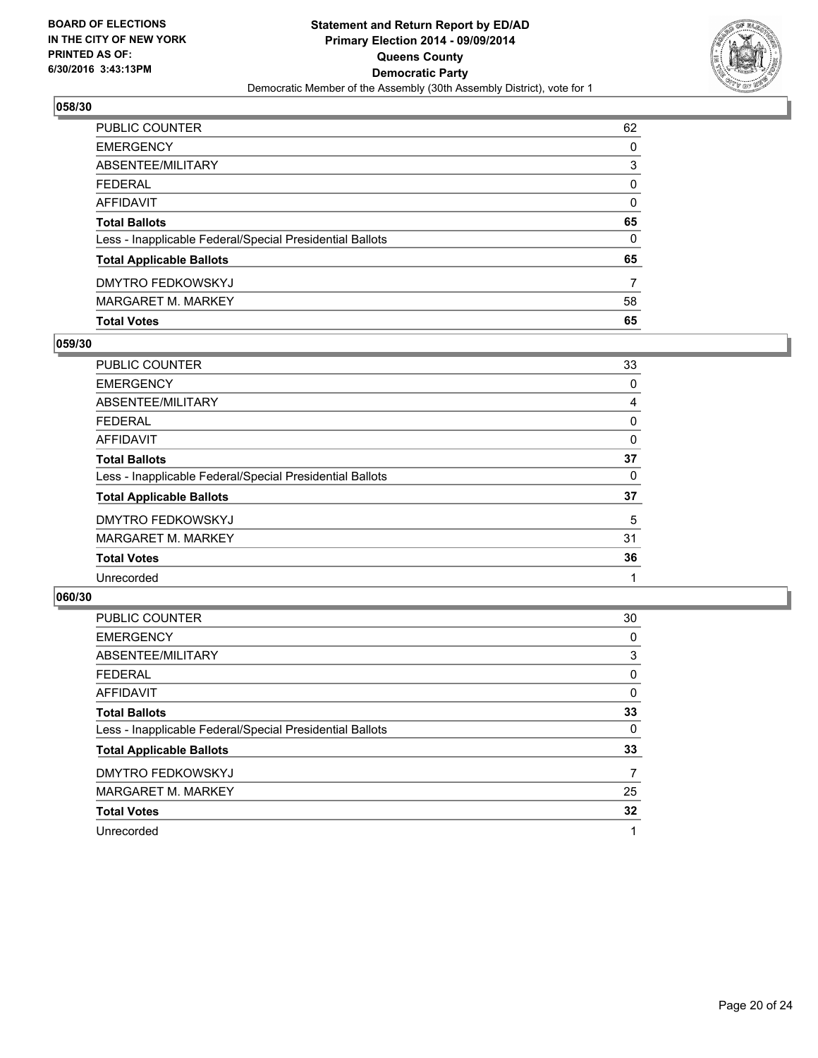**BOARD OF ELECTIONS IN THE CITY OF NEW YORK PRINTED AS OF: 6/30/2016 3:43:13PM**

**Statement and Return Report by ED/AD Primary Election 2014 - 09/09/2014 Queens County Democratic Party**

Democratic Member of the Assembly (30th Assembly District), vote for 1

## 058/30

| | |
|---|---|
| PUBLIC COUNTER | 62 |
| EMERGENCY | 0 |
| ABSENTEE/MILITARY | 3 |
| FEDERAL | 0 |
| AFFIDAVIT | 0 |
| **Total Ballots** | **65** |
| Less - Inapplicable Federal/Special Presidential Ballots | 0 |
| **Total Applicable Ballots** | **65** |
| DMYTRO FEDKOWSKYJ | 7 |
| MARGARET M. MARKEY | 58 |
| **Total Votes** | **65** |

## 059/30

| | |
|---|---|
| PUBLIC COUNTER | 33 |
| EMERGENCY | 0 |
| ABSENTEE/MILITARY | 4 |
| FEDERAL | 0 |
| AFFIDAVIT | 0 |
| **Total Ballots** | **37** |
| Less - Inapplicable Federal/Special Presidential Ballots | 0 |
| **Total Applicable Ballots** | **37** |
| DMYTRO FEDKOWSKYJ | 5 |
| MARGARET M. MARKEY | 31 |
| **Total Votes** | **36** |
| Unrecorded | 1 |

## 060/30

| | |
|---|---|
| PUBLIC COUNTER | 30 |
| EMERGENCY | 0 |
| ABSENTEE/MILITARY | 3 |
| FEDERAL | 0 |
| AFFIDAVIT | 0 |
| **Total Ballots** | **33** |
| Less - Inapplicable Federal/Special Presidential Ballots | 0 |
| **Total Applicable Ballots** | **33** |
| DMYTRO FEDKOWSKYJ | 7 |
| MARGARET M. MARKEY | 25 |
| **Total Votes** | **32** |
| Unrecorded | 1 |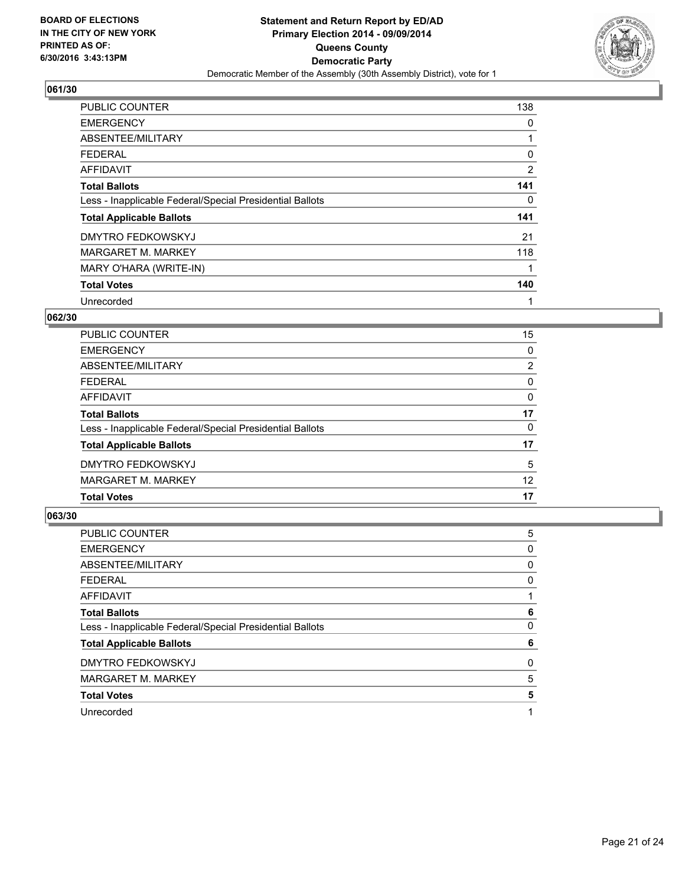**BOARD OF ELECTIONS IN THE CITY OF NEW YORK PRINTED AS OF: 6/30/2016 3:43:13PM**

**Statement and Return Report by ED/AD Primary Election 2014 - 09/09/2014 Queens County Democratic Party**
Democratic Member of the Assembly (30th Assembly District), vote for 1

**061/30**

| | |
|---|---|
| PUBLIC COUNTER | 138 |
| EMERGENCY | 0 |
| ABSENTEE/MILITARY | 1 |
| FEDERAL | 0 |
| AFFIDAVIT | 2 |
| **Total Ballots** | **141** |
| Less - Inapplicable Federal/Special Presidential Ballots | 0 |
| **Total Applicable Ballots** | **141** |
| DMYTRO FEDKOWSKYJ | 21 |
| MARGARET M. MARKEY | 118 |
| MARY O'HARA (WRITE-IN) | 1 |
| **Total Votes** | **140** |
| Unrecorded | 1 |

**062/30**

| | |
|---|---|
| PUBLIC COUNTER | 15 |
| EMERGENCY | 0 |
| ABSENTEE/MILITARY | 2 |
| FEDERAL | 0 |
| AFFIDAVIT | 0 |
| **Total Ballots** | **17** |
| Less - Inapplicable Federal/Special Presidential Ballots | 0 |
| **Total Applicable Ballots** | **17** |
| DMYTRO FEDKOWSKYJ | 5 |
| MARGARET M. MARKEY | 12 |
| **Total Votes** | **17** |

**063/30**

| | |
|---|---|
| PUBLIC COUNTER | 5 |
| EMERGENCY | 0 |
| ABSENTEE/MILITARY | 0 |
| FEDERAL | 0 |
| AFFIDAVIT | 1 |
| **Total Ballots** | **6** |
| Less - Inapplicable Federal/Special Presidential Ballots | 0 |
| **Total Applicable Ballots** | **6** |
| DMYTRO FEDKOWSKYJ | 0 |
| MARGARET M. MARKEY | 5 |
| **Total Votes** | **5** |
| Unrecorded | 1 |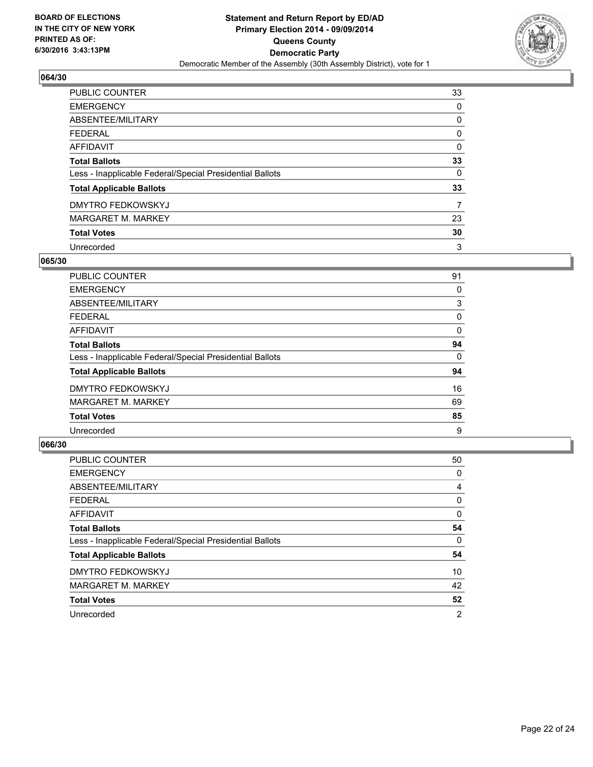**BOARD OF ELECTIONS IN THE CITY OF NEW YORK PRINTED AS OF: 6/30/2016 3:43:13PM**

**Statement and Return Report by ED/AD**
**Primary Election 2014 - 09/09/2014**
**Queens County**
**Democratic Party**
Democratic Member of the Assembly (30th Assembly District), vote for 1

### 064/30

| | |
|---|---|
| PUBLIC COUNTER | 33 |
| EMERGENCY | 0 |
| ABSENTEE/MILITARY | 0 |
| FEDERAL | 0 |
| AFFIDAVIT | 0 |
| **Total Ballots** | **33** |
| Less - Inapplicable Federal/Special Presidential Ballots | 0 |
| **Total Applicable Ballots** | **33** |
| DMYTRO FEDKOWSKYJ | 7 |
| MARGARET M. MARKEY | 23 |
| **Total Votes** | **30** |
| Unrecorded | 3 |

### 065/30

| | |
|---|---|
| PUBLIC COUNTER | 91 |
| EMERGENCY | 0 |
| ABSENTEE/MILITARY | 3 |
| FEDERAL | 0 |
| AFFIDAVIT | 0 |
| **Total Ballots** | **94** |
| Less - Inapplicable Federal/Special Presidential Ballots | 0 |
| **Total Applicable Ballots** | **94** |
| DMYTRO FEDKOWSKYJ | 16 |
| MARGARET M. MARKEY | 69 |
| **Total Votes** | **85** |
| Unrecorded | 9 |

### 066/30

| | |
|---|---|
| PUBLIC COUNTER | 50 |
| EMERGENCY | 0 |
| ABSENTEE/MILITARY | 4 |
| FEDERAL | 0 |
| AFFIDAVIT | 0 |
| **Total Ballots** | **54** |
| Less - Inapplicable Federal/Special Presidential Ballots | 0 |
| **Total Applicable Ballots** | **54** |
| DMYTRO FEDKOWSKYJ | 10 |
| MARGARET M. MARKEY | 42 |
| **Total Votes** | **52** |
| Unrecorded | 2 |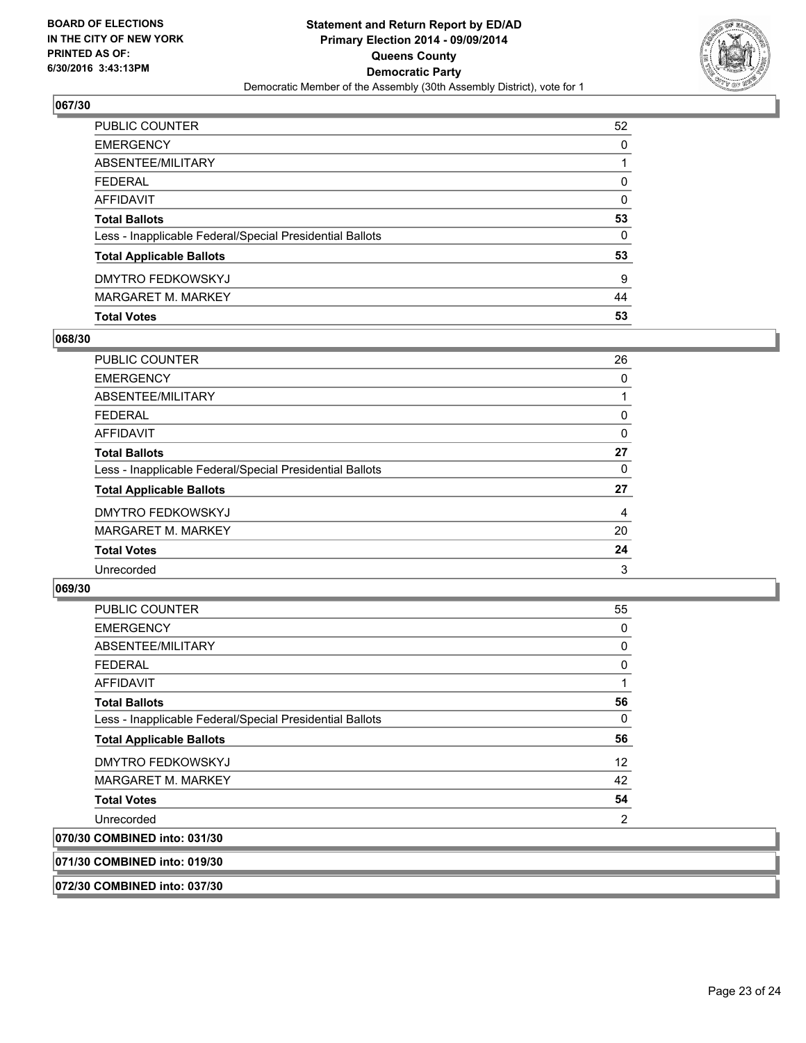**067/30**

| | |
|---|---|
| PUBLIC COUNTER | 52 |
| EMERGENCY | 0 |
| ABSENTEE/MILITARY | 1 |
| FEDERAL | 0 |
| AFFIDAVIT | 0 |
| **Total Ballots** | **53** |
| Less - Inapplicable Federal/Special Presidential Ballots | 0 |
| **Total Applicable Ballots** | **53** |
| DMYTRO FEDKOWSKYJ | 9 |
| MARGARET M. MARKEY | 44 |
| **Total Votes** | **53** |

**068/30**

| | |
|---|---|
| PUBLIC COUNTER | 26 |
| EMERGENCY | 0 |
| ABSENTEE/MILITARY | 1 |
| FEDERAL | 0 |
| AFFIDAVIT | 0 |
| **Total Ballots** | **27** |
| Less - Inapplicable Federal/Special Presidential Ballots | 0 |
| **Total Applicable Ballots** | **27** |
| DMYTRO FEDKOWSKYJ | 4 |
| MARGARET M. MARKEY | 20 |
| **Total Votes** | **24** |
| Unrecorded | 3 |

**069/30**

| | |
|---|---|
| PUBLIC COUNTER | 55 |
| EMERGENCY | 0 |
| ABSENTEE/MILITARY | 0 |
| FEDERAL | 0 |
| AFFIDAVIT | 1 |
| **Total Ballots** | **56** |
| Less - Inapplicable Federal/Special Presidential Ballots | 0 |
| **Total Applicable Ballots** | **56** |
| DMYTRO FEDKOWSKYJ | 12 |
| MARGARET M. MARKEY | 42 |
| **Total Votes** | **54** |
| Unrecorded | 2 |

**070/30 COMBINED into: 031/30**

**071/30 COMBINED into: 019/30**

**072/30 COMBINED into: 037/30**